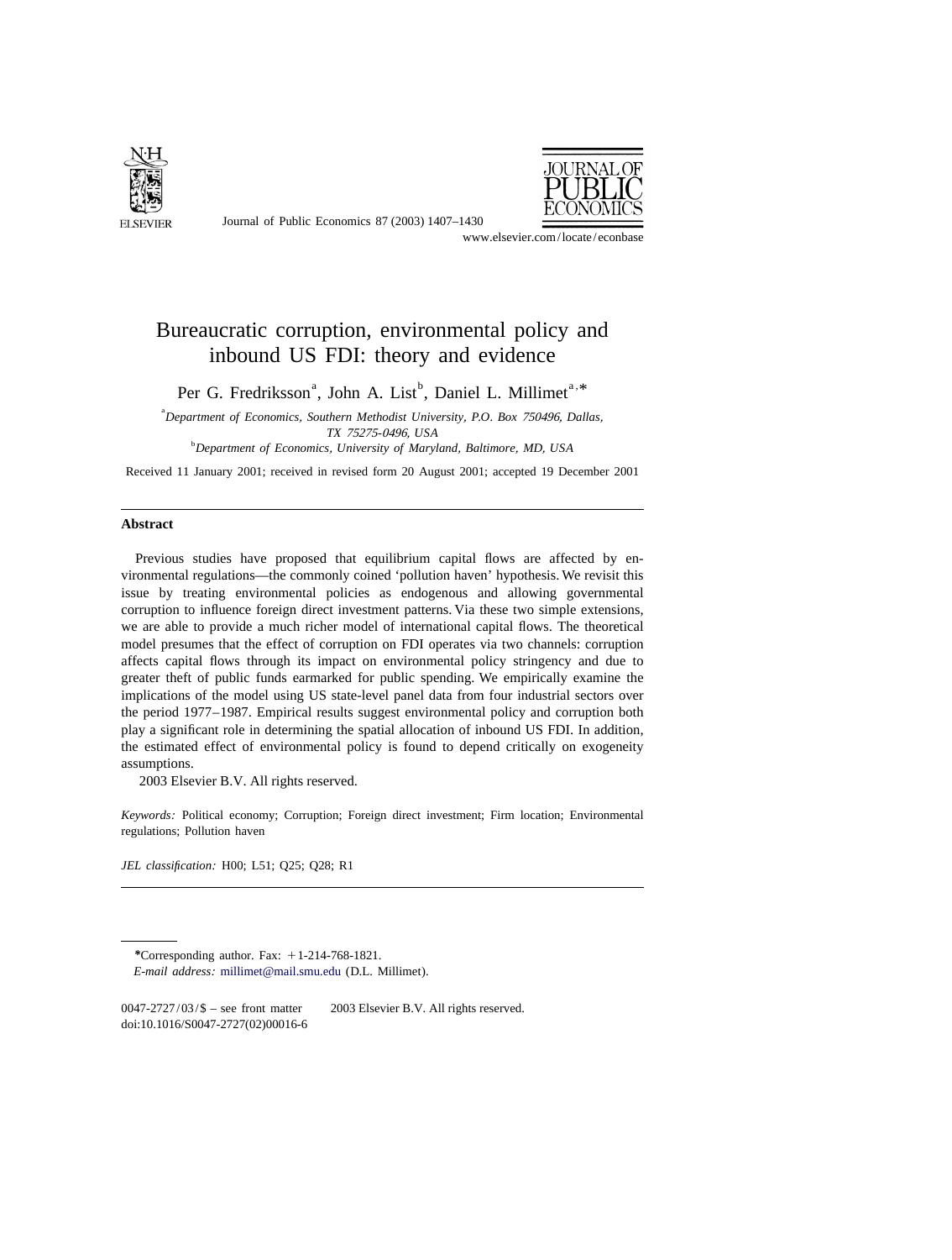# Bureaucratic corruption, environmental policy and inbound US FDI: theory and evidence

Per G. Fredriksson[a], John A. List[b], Daniel L. Millimet[a,*]

[a]*Department of Economics, Southern Methodist University, P.O. Box 750496, Dallas, TX 75275-0496, USA*

[b]*Department of Economics, University of Maryland, Baltimore, MD, USA*

Received 11 January 2001; received in revised form 20 August 2001; accepted 19 December 2001

---

## Abstract

Previous studies have proposed that equilibrium capital flows are affected by environmental regulations—the commonly coined 'pollution haven' hypothesis. We revisit this issue by treating environmental policies as endogenous and allowing governmental corruption to influence foreign direct investment patterns. Via these two simple extensions, we are able to provide a much richer model of international capital flows. The theoretical model presumes that the effect of corruption on FDI operates via two channels: corruption affects capital flows through its impact on environmental policy stringency and due to greater theft of public funds earmarked for public spending. We empirically examine the implications of the model using US state-level panel data from four industrial sectors over the period 1977–1987. Empirical results suggest environmental policy and corruption both play a significant role in determining the spatial allocation of inbound US FDI. In addition, the estimated effect of environmental policy is found to depend critically on exogeneity assumptions.

2003 Elsevier B.V. All rights reserved.

*Keywords:* Political economy; Corruption; Foreign direct investment; Firm location; Environmental regulations; Pollution haven

*JEL classification:* H00; L51; Q25; Q28; R1

---

*Corresponding author. Fax: +1-214-768-1821.

*E-mail address:* millimet@mail.smu.edu (D.L. Millimet).

0047-2727/03/$ – see front matter 2003 Elsevier B.V. All rights reserved.
doi:10.1016/S0047-2727(02)00016-6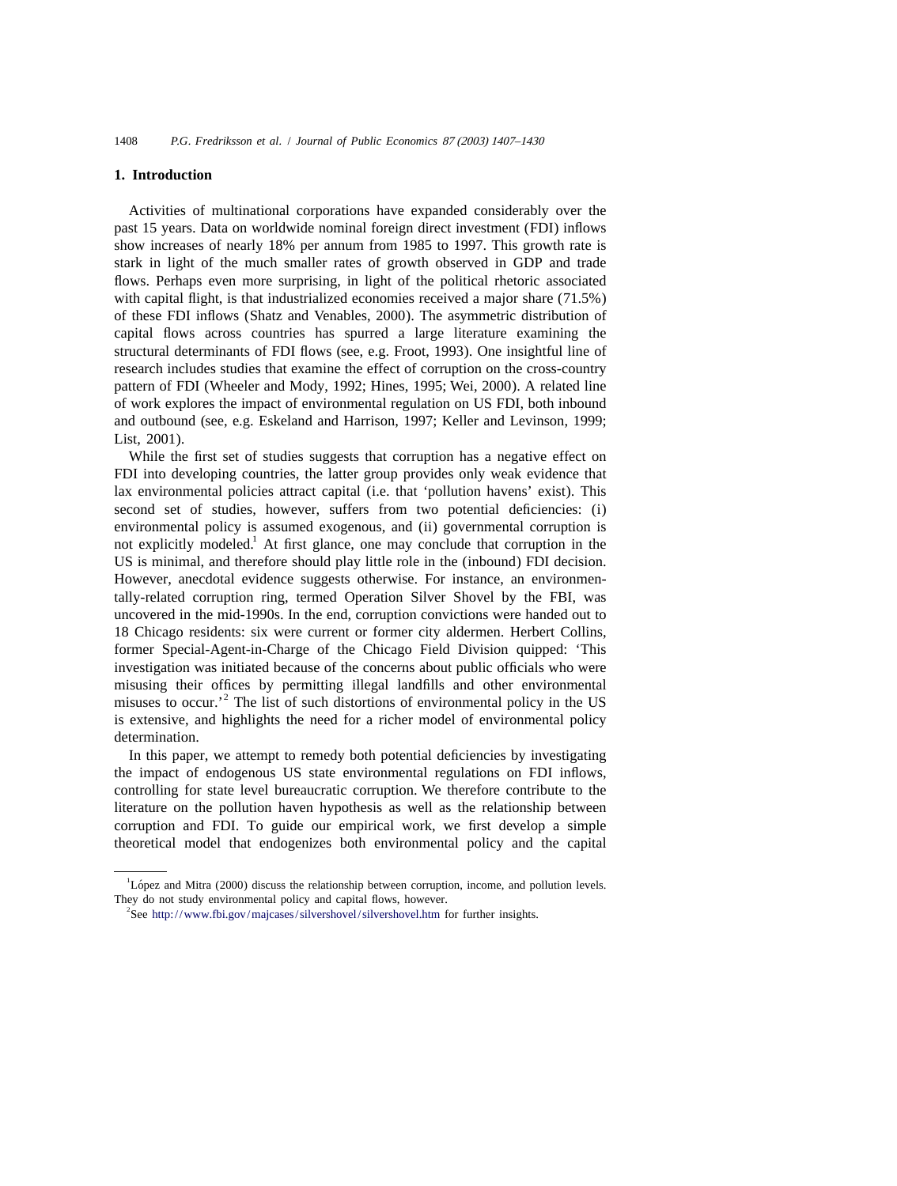## 1. Introduction

Activities of multinational corporations have expanded considerably over the past 15 years. Data on worldwide nominal foreign direct investment (FDI) inflows show increases of nearly 18% per annum from 1985 to 1997. This growth rate is stark in light of the much smaller rates of growth observed in GDP and trade flows. Perhaps even more surprising, in light of the political rhetoric associated with capital flight, is that industrialized economies received a major share (71.5%) of these FDI inflows (Shatz and Venables, 2000). The asymmetric distribution of capital flows across countries has spurred a large literature examining the structural determinants of FDI flows (see, e.g. Froot, 1993). One insightful line of research includes studies that examine the effect of corruption on the cross-country pattern of FDI (Wheeler and Mody, 1992; Hines, 1995; Wei, 2000). A related line of work explores the impact of environmental regulation on US FDI, both inbound and outbound (see, e.g. Eskeland and Harrison, 1997; Keller and Levinson, 1999; List, 2001).

While the first set of studies suggests that corruption has a negative effect on FDI into developing countries, the latter group provides only weak evidence that lax environmental policies attract capital (i.e. that 'pollution havens' exist). This second set of studies, however, suffers from two potential deficiencies: (i) environmental policy is assumed exogenous, and (ii) governmental corruption is not explicitly modeled.[1] At first glance, one may conclude that corruption in the US is minimal, and therefore should play little role in the (inbound) FDI decision. However, anecdotal evidence suggests otherwise. For instance, an environmentally-related corruption ring, termed Operation Silver Shovel by the FBI, was uncovered in the mid-1990s. In the end, corruption convictions were handed out to 18 Chicago residents: six were current or former city aldermen. Herbert Collins, former Special-Agent-in-Charge of the Chicago Field Division quipped: 'This investigation was initiated because of the concerns about public officials who were misusing their offices by permitting illegal landfills and other environmental misuses to occur.'[2] The list of such distortions of environmental policy in the US is extensive, and highlights the need for a richer model of environmental policy determination.

In this paper, we attempt to remedy both potential deficiencies by investigating the impact of endogenous US state environmental regulations on FDI inflows, controlling for state level bureaucratic corruption. We therefore contribute to the literature on the pollution haven hypothesis as well as the relationship between corruption and FDI. To guide our empirical work, we first develop a simple theoretical model that endogenizes both environmental policy and the capital

---

[1] López and Mitra (2000) discuss the relationship between corruption, income, and pollution levels. They do not study environmental policy and capital flows, however.

[2] See http://www.fbi.gov/majcases/silvershovel/silvershovel.htm for further insights.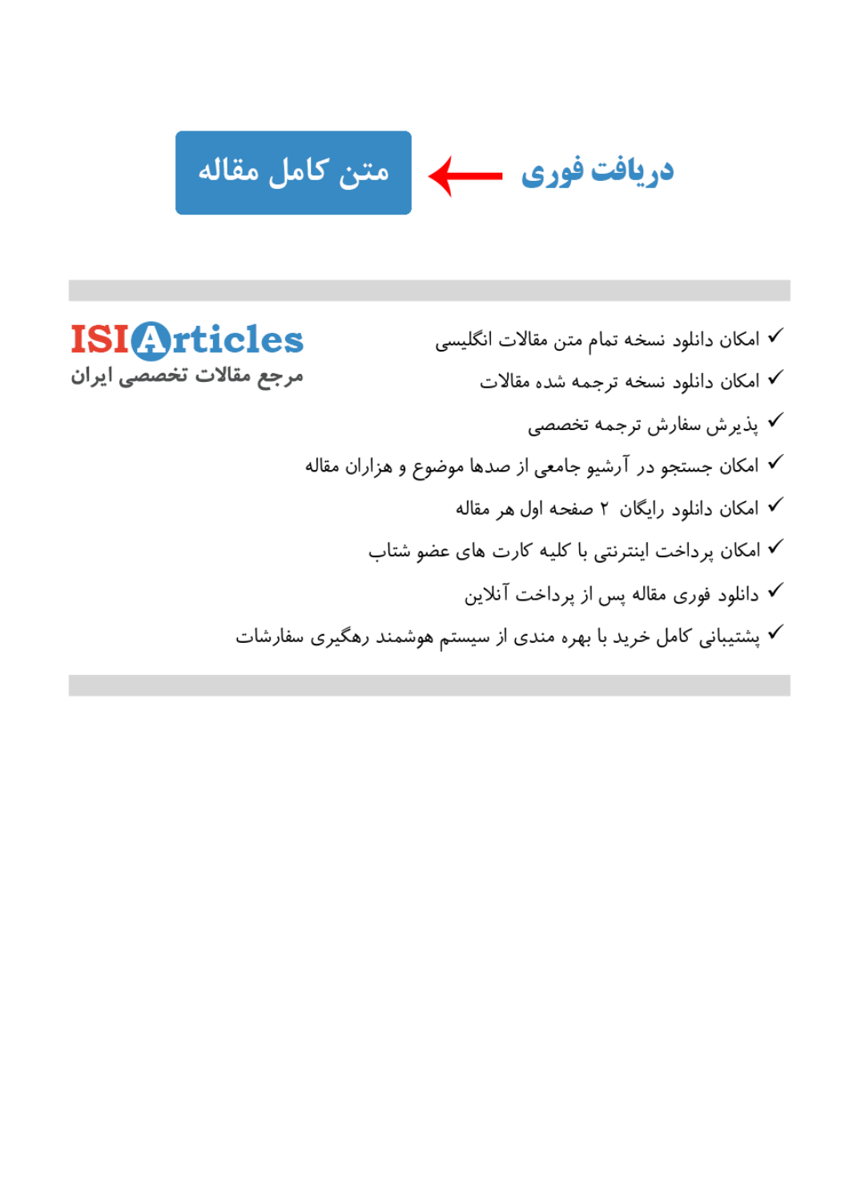دریافت فوری ← متن کامل مقاله

**ISIArticles**
مرجع مقالات تخصصی ایران

- ✓ امکان دانلود نسخه تمام متن مقالات انگلیسی
- ✓ امکان دانلود نسخه ترجمه شده مقالات
- ✓ پذیرش سفارش ترجمه تخصصی
- ✓ امکان جستجو در آرشیو جامعی از صدها موضوع و هزاران مقاله
- ✓ امکان دانلود رایگان ۲ صفحه اول هر مقاله
- ✓ امکان پرداخت اینترنتی با کلیه کارت های عضو شتاب
- ✓ دانلود فوری مقاله پس از پرداخت آنلاین
- ✓ پشتیبانی کامل خرید با بهره مندی از سیستم هوشمند رهگیری سفارشات